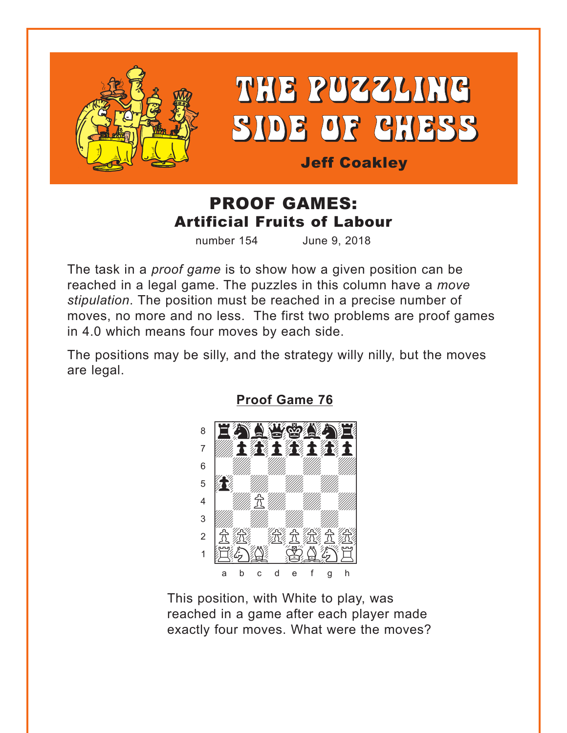# THE PUZZLING SIDE OF CHESS

**Jeff Coakley**

## PROOF GAMES:
### Artificial Fruits of Labour

number 154 June 9, 2018

The task in a *proof game* is to show how a given position can be reached in a legal game. The puzzles in this column have a *move stipulation*. The position must be reached in a precise number of moves, no more and no less. The first two problems are proof games in 4.0 which means four moves by each side.

The positions may be silly, and the strategy willy nilly, but the moves are legal.

**Proof Game 76**

This position, with White to play, was reached in a game after each player made exactly four moves. What were the moves?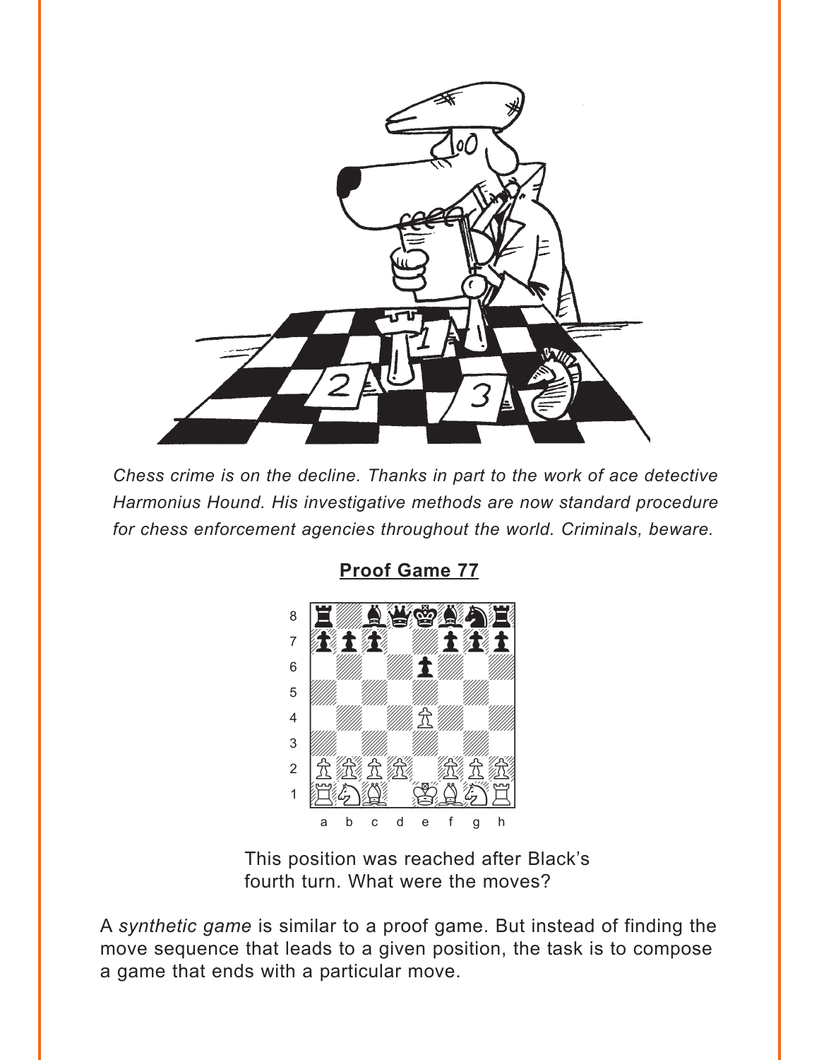*Chess crime is on the decline. Thanks in part to the work of ace detective Harmonius Hound. His investigative methods are now standard procedure for chess enforcement agencies throughout the world. Criminals, beware.*

## Proof Game 77

This position was reached after Black's fourth turn. What were the moves?

A *synthetic game* is similar to a proof game. But instead of finding the move sequence that leads to a given position, the task is to compose a game that ends with a particular move.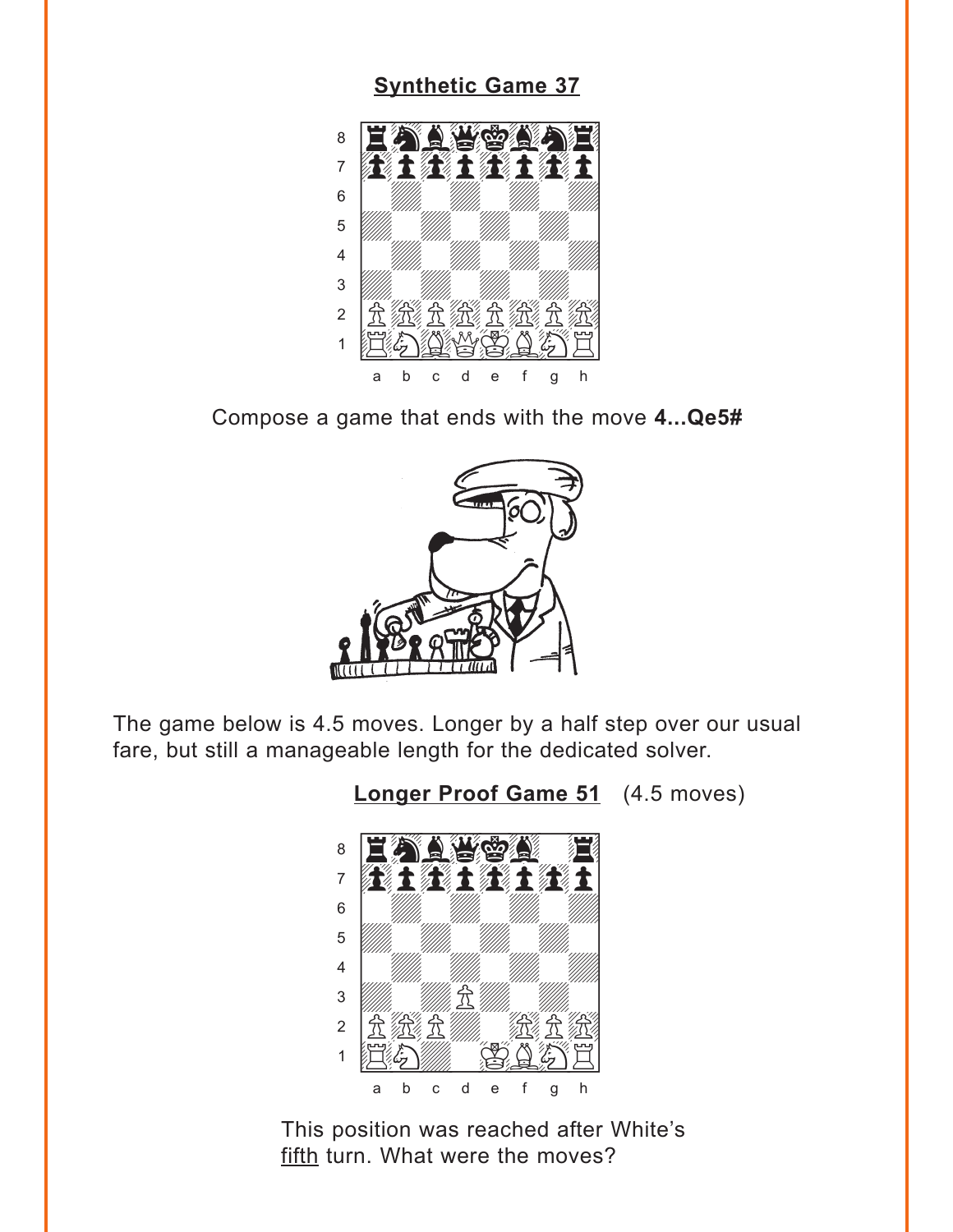## Synthetic Game 37

Compose a game that ends with the move **4...Qe5#**

The game below is 4.5 moves. Longer by a half step over our usual fare, but still a manageable length for the dedicated solver.

## Longer Proof Game 51 (4.5 moves)

This position was reached after White's fifth turn. What were the moves?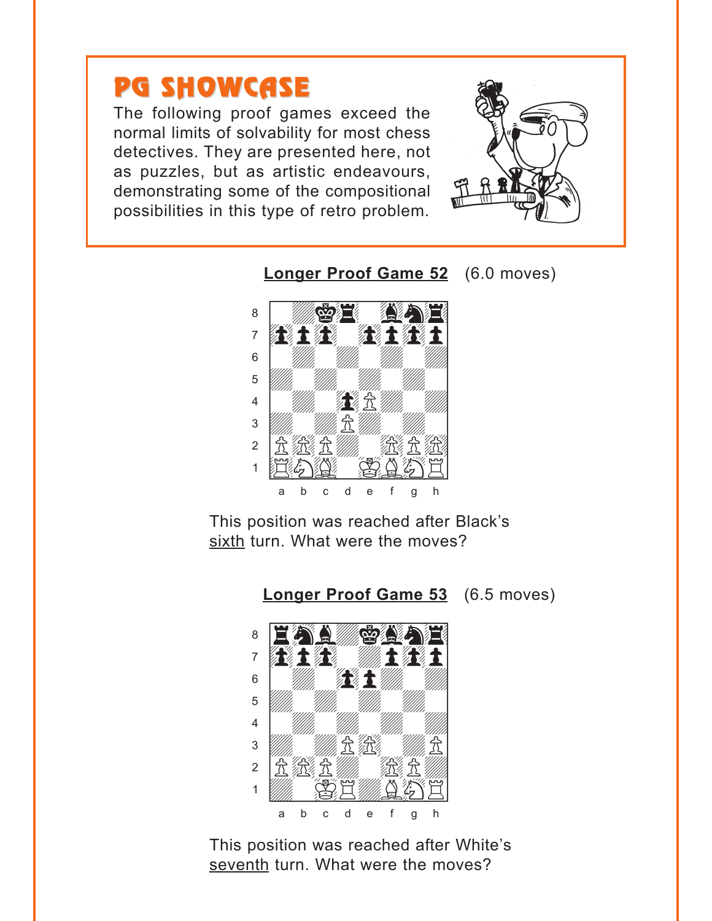# PG SHOWCASE

The following proof games exceed the normal limits of solvability for most chess detectives. They are presented here, not as puzzles, but as artistic endeavours, demonstrating some of the compositional possibilities in this type of retro problem.

## Longer Proof Game 52 (6.0 moves)

This position was reached after Black's sixth turn. What were the moves?

## Longer Proof Game 53 (6.5 moves)

This position was reached after White's seventh turn. What were the moves?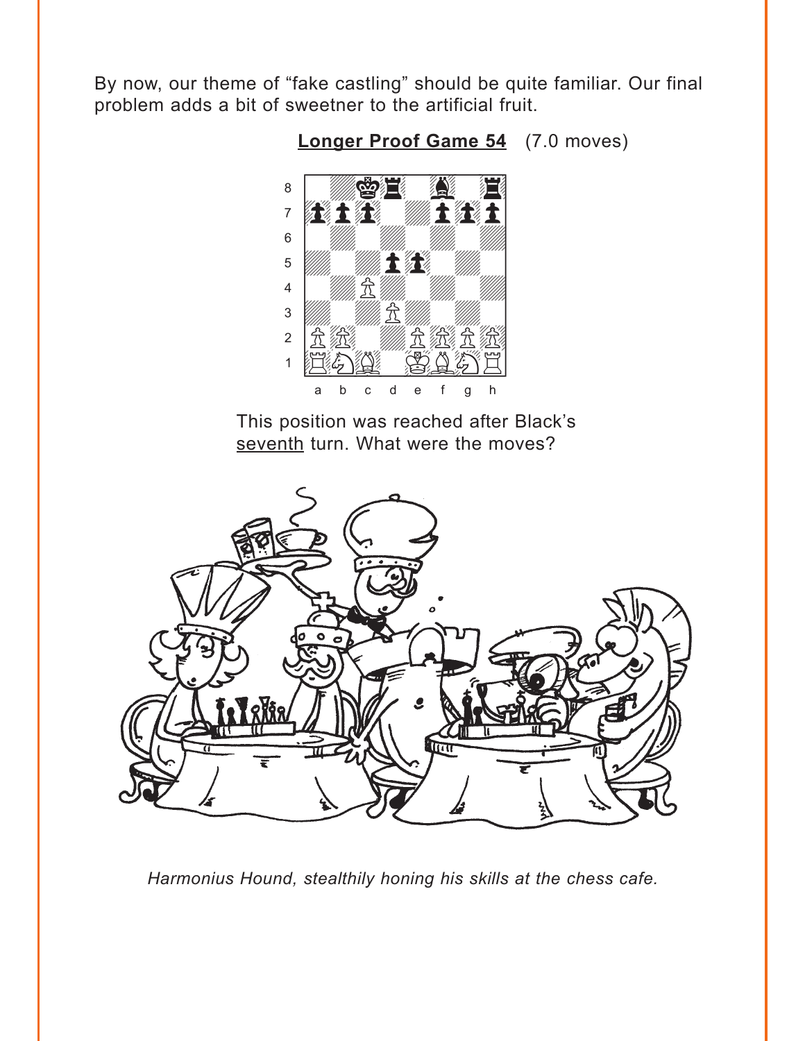By now, our theme of "fake castling" should be quite familiar. Our final problem adds a bit of sweetner to the artificial fruit.

**Longer Proof Game 54** (7.0 moves)

This position was reached after Black's <u>seventh</u> turn. What were the moves?

*Harmonius Hound, stealthily honing his skills at the chess cafe.*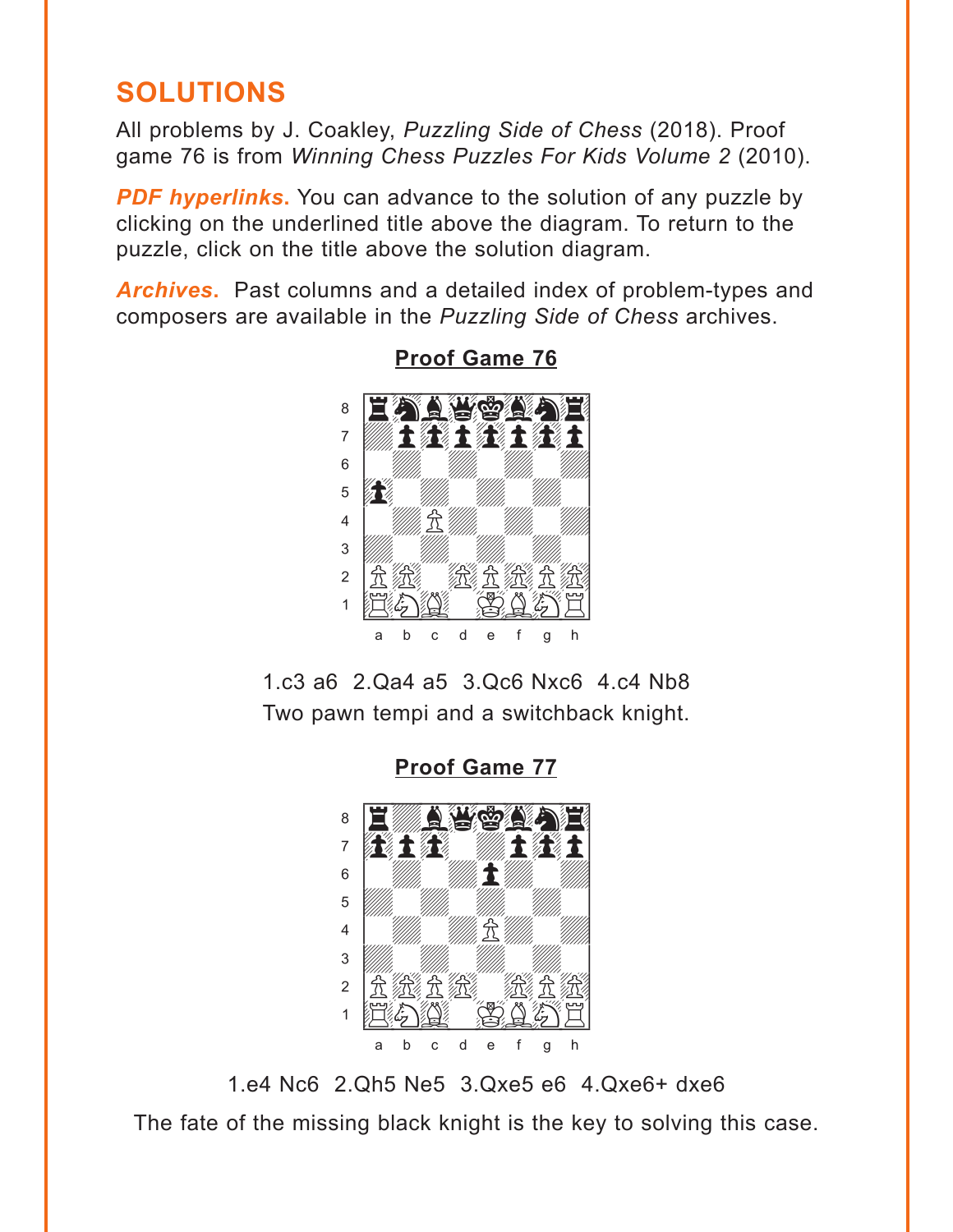# SOLUTIONS

All problems by J. Coakley, *Puzzling Side of Chess* (2018). Proof game 76 is from *Winning Chess Puzzles For Kids Volume 2* (2010).

***PDF hyperlinks.*** You can advance to the solution of any puzzle by clicking on the underlined title above the diagram. To return to the puzzle, click on the title above the solution diagram.

***Archives.*** Past columns and a detailed index of problem-types and composers are available in the *Puzzling Side of Chess* archives.

## Proof Game 76

1.c3 a6 2.Qa4 a5 3.Qc6 Nxc6 4.c4 Nb8

Two pawn tempi and a switchback knight.

## Proof Game 77

1.e4 Nc6 2.Qh5 Ne5 3.Qxe5 e6 4.Qxe6+ dxe6

The fate of the missing black knight is the key to solving this case.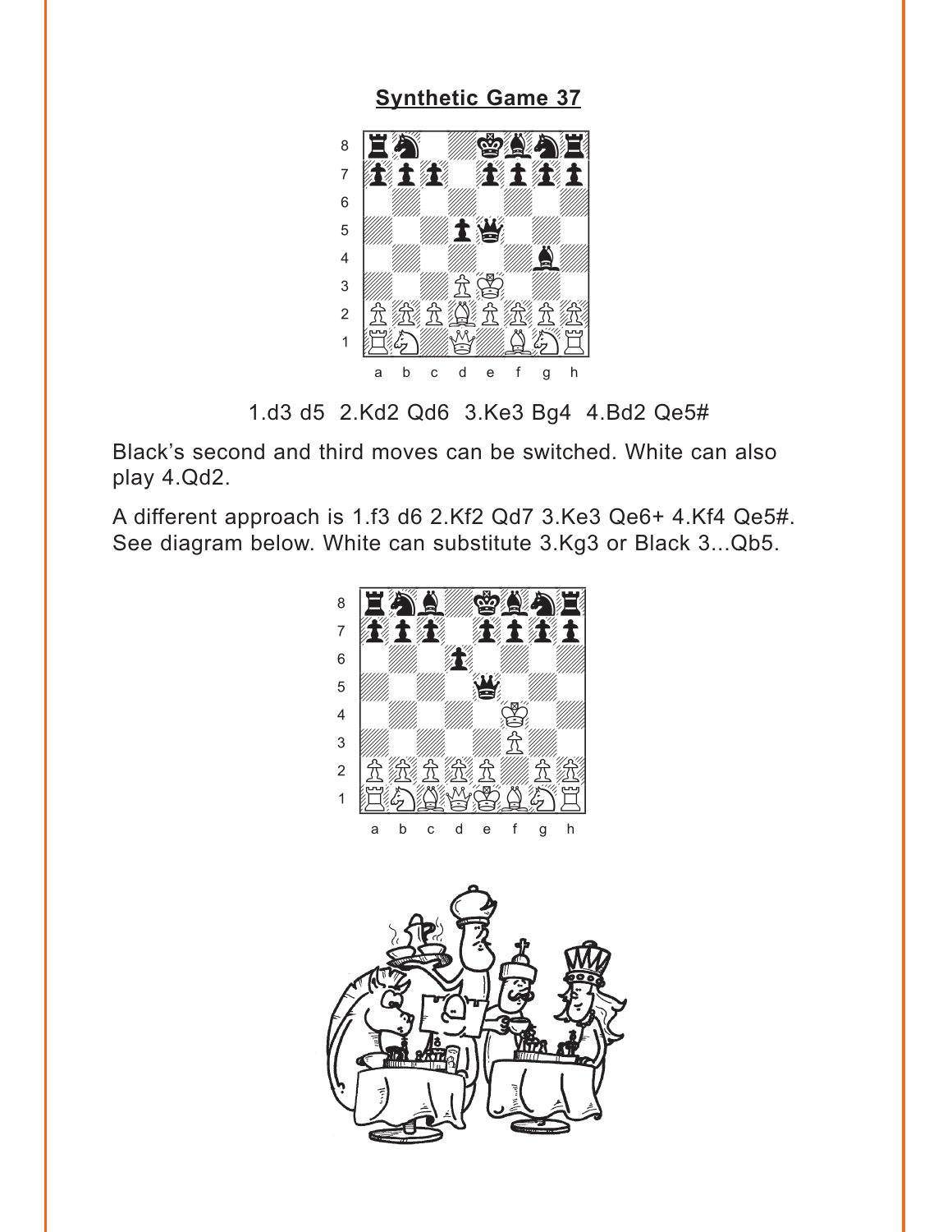## Synthetic Game 37

1.d3 d5 2.Kd2 Qd6 3.Ke3 Bg4 4.Bd2 Qe5#

Black's second and third moves can be switched. White can also play 4.Qd2.

A different approach is 1.f3 d6 2.Kf2 Qd7 3.Ke3 Qe6+ 4.Kf4 Qe5#. See diagram below. White can substitute 3.Kg3 or Black 3...Qb5.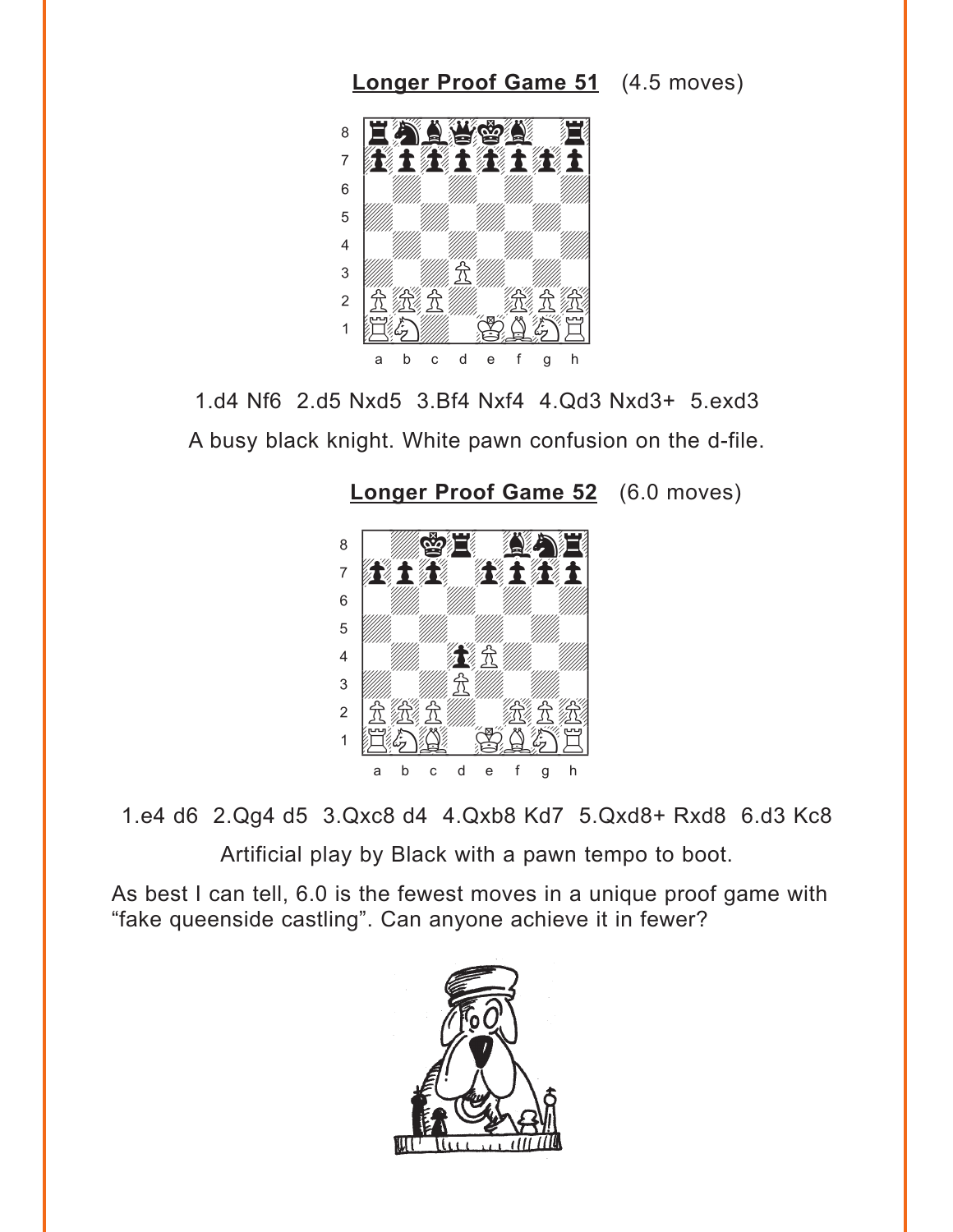**Longer Proof Game 51** (4.5 moves)

1.d4 Nf6 2.d5 Nxd5 3.Bf4 Nxf4 4.Qd3 Nxd3+ 5.exd3

A busy black knight. White pawn confusion on the d-file.

**Longer Proof Game 52** (6.0 moves)

1.e4 d6 2.Qg4 d5 3.Qxc8 d4 4.Qxb8 Kd7 5.Qxd8+ Rxd8 6.d3 Kc8

Artificial play by Black with a pawn tempo to boot.

As best I can tell, 6.0 is the fewest moves in a unique proof game with "fake queenside castling". Can anyone achieve it in fewer?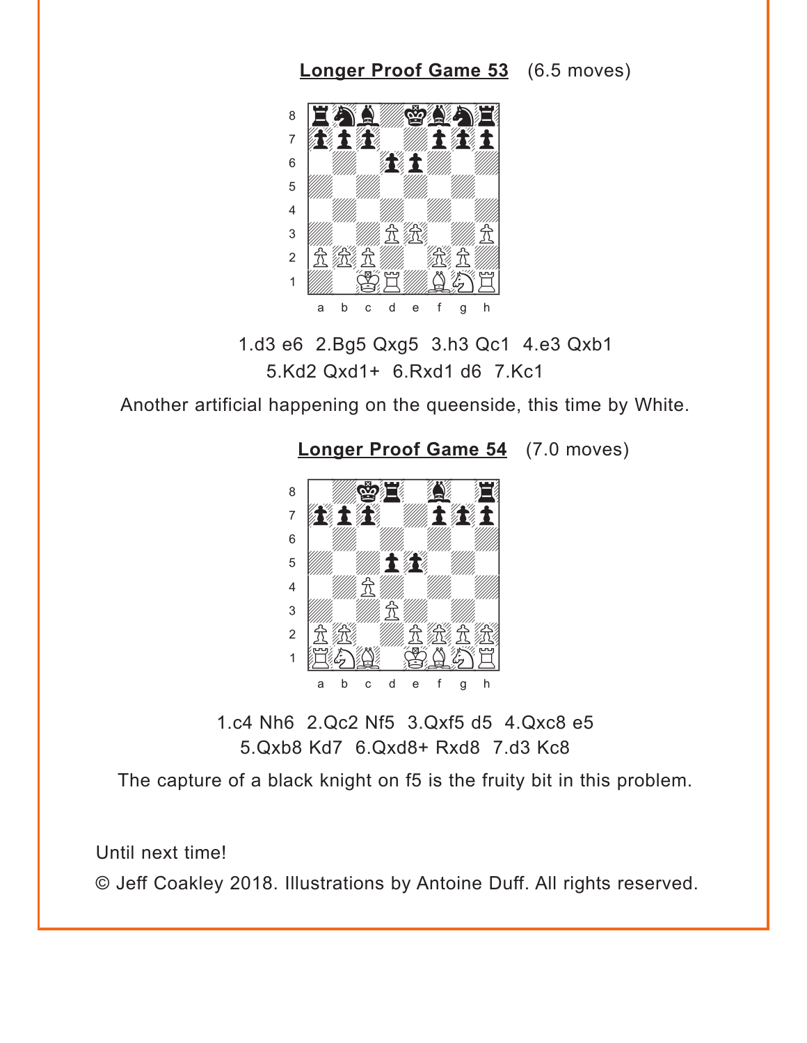**Longer Proof Game 53** (6.5 moves)

1.d3 e6 2.Bg5 Qxg5 3.h3 Qc1 4.e3 Qxb1
5.Kd2 Qxd1+ 6.Rxd1 d6 7.Kc1

Another artificial happening on the queenside, this time by White.

**Longer Proof Game 54** (7.0 moves)

1.c4 Nh6 2.Qc2 Nf5 3.Qxf5 d5 4.Qxc8 e5
5.Qxb8 Kd7 6.Qxd8+ Rxd8 7.d3 Kc8

The capture of a black knight on f5 is the fruity bit in this problem.

Until next time!

© Jeff Coakley 2018. Illustrations by Antoine Duff. All rights reserved.